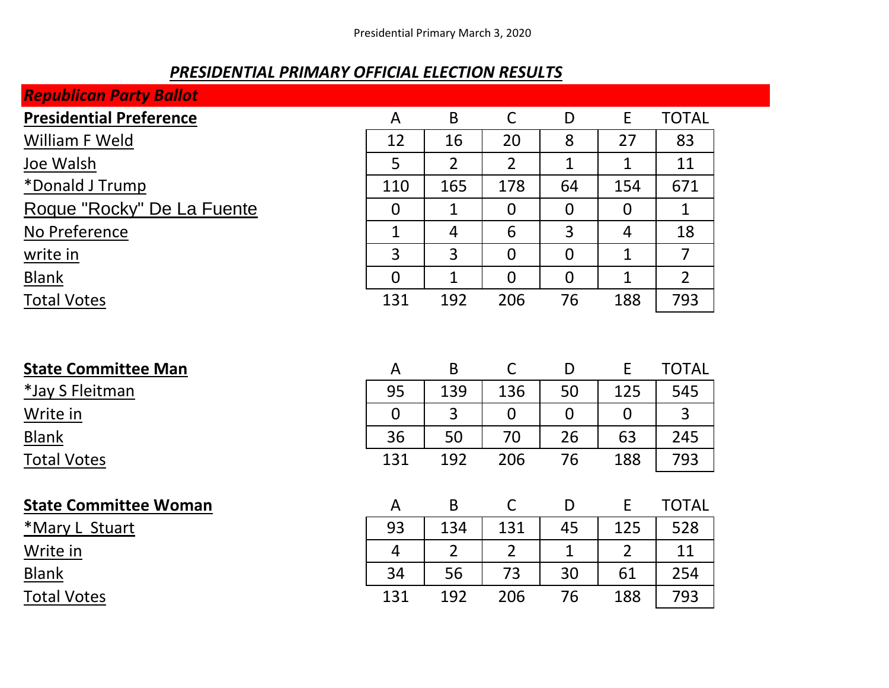# PRESIDENTIAL PRIMARY OFFICIAL ELECTION RESULTS

## *Republican Party Ballot*

| **Presidential Preference** | A | B | C | D | E | TOTAL |
|---|---|---|---|---|---|---|
| William F Weld | 12 | 16 | 20 | 8 | 27 | 83 |
| Joe Walsh | 5 | 2 | 2 | 1 | 1 | 11 |
| *Donald J Trump | 110 | 165 | 178 | 64 | 154 | 671 |
| Roque "Rocky" De La Fuente | 0 | 1 | 0 | 0 | 0 | 1 |
| No Preference | 1 | 4 | 6 | 3 | 4 | 18 |
| write in | 3 | 3 | 0 | 0 | 1 | 7 |
| Blank | 0 | 1 | 0 | 0 | 1 | 2 |
| Total Votes | 131 | 192 | 206 | 76 | 188 | 793 |

| **State Committee Man** | A | B | C | D | E | TOTAL |
|---|---|---|---|---|---|---|
| *Jay S Fleitman | 95 | 139 | 136 | 50 | 125 | 545 |
| Write in | 0 | 3 | 0 | 0 | 0 | 3 |
| Blank | 36 | 50 | 70 | 26 | 63 | 245 |
| Total Votes | 131 | 192 | 206 | 76 | 188 | 793 |

| **State Committee Woman** | A | B | C | D | E | TOTAL |
|---|---|---|---|---|---|---|
| *Mary L Stuart | 93 | 134 | 131 | 45 | 125 | 528 |
| Write in | 4 | 2 | 2 | 1 | 2 | 11 |
| Blank | 34 | 56 | 73 | 30 | 61 | 254 |
| Total Votes | 131 | 192 | 206 | 76 | 188 | 793 |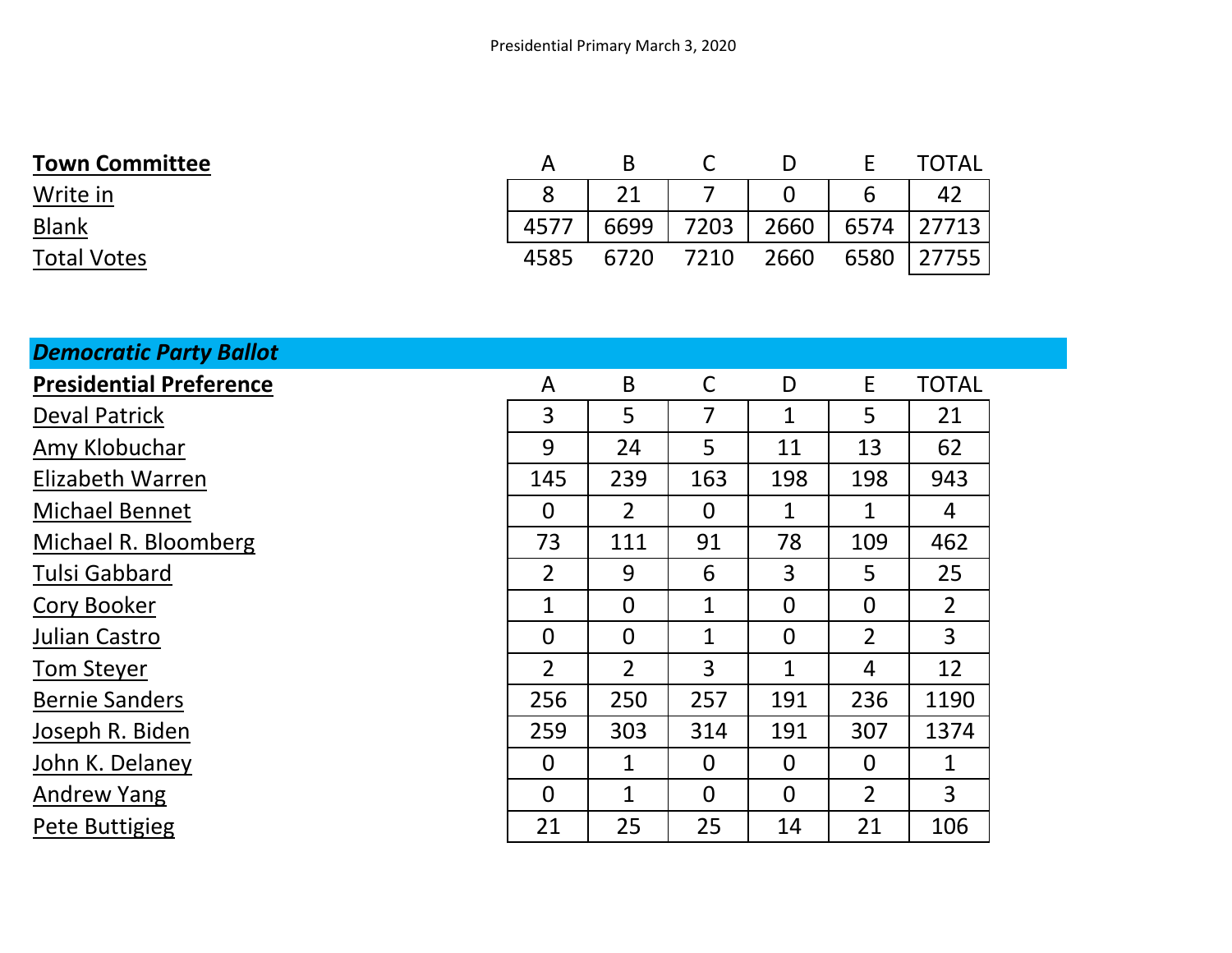Presidential Primary March 3, 2020

| Town Committee | A | B | C | D | E | TOTAL |
|---|---|---|---|---|---|---|
| Write in | 8 | 21 | 7 | 0 | 6 | 42 |
| Blank | 4577 | 6699 | 7203 | 2660 | 6574 | 27713 |
| Total Votes | 4585 | 6720 | 7210 | 2660 | 6580 | 27755 |

## *Democratic Party Ballot*

| Presidential Preference | A | B | C | D | E | TOTAL |
|---|---|---|---|---|---|---|
| Deval Patrick | 3 | 5 | 7 | 1 | 5 | 21 |
| Amy Klobuchar | 9 | 24 | 5 | 11 | 13 | 62 |
| Elizabeth Warren | 145 | 239 | 163 | 198 | 198 | 943 |
| Michael Bennet | 0 | 2 | 0 | 1 | 1 | 4 |
| Michael R. Bloomberg | 73 | 111 | 91 | 78 | 109 | 462 |
| Tulsi Gabbard | 2 | 9 | 6 | 3 | 5 | 25 |
| Cory Booker | 1 | 0 | 1 | 0 | 0 | 2 |
| Julian Castro | 0 | 0 | 1 | 0 | 2 | 3 |
| Tom Steyer | 2 | 2 | 3 | 1 | 4 | 12 |
| Bernie Sanders | 256 | 250 | 257 | 191 | 236 | 1190 |
| Joseph R. Biden | 259 | 303 | 314 | 191 | 307 | 1374 |
| John K. Delaney | 0 | 1 | 0 | 0 | 0 | 1 |
| Andrew Yang | 0 | 1 | 0 | 0 | 2 | 3 |
| Pete Buttigieg | 21 | 25 | 25 | 14 | 21 | 106 |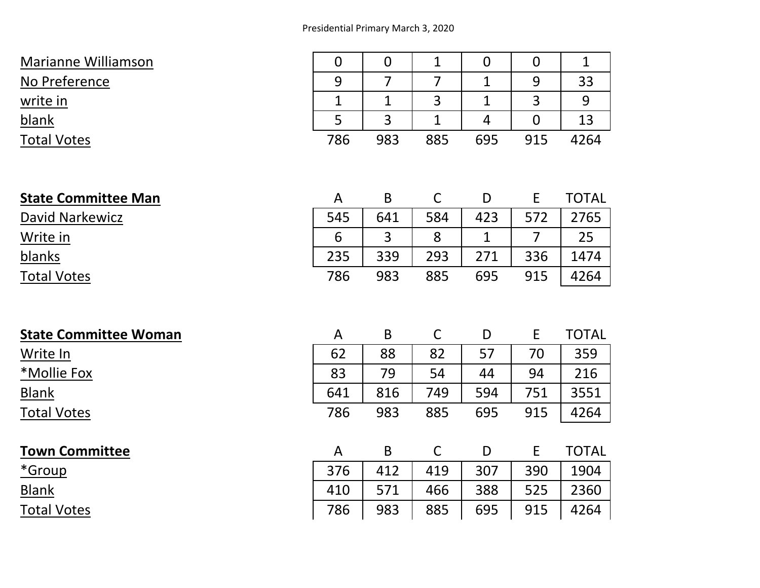Presidential Primary March 3, 2020

| | | | | | | |
|---|---|---|---|---|---|---|
| Marianne Williamson | 0 | 0 | 1 | 0 | 0 | 1 |
| No Preference | 9 | 7 | 7 | 1 | 9 | 33 |
| write in | 1 | 1 | 3 | 1 | 3 | 9 |
| blank | 5 | 3 | 1 | 4 | 0 | 13 |
| Total Votes | 786 | 983 | 885 | 695 | 915 | 4264 |

| **State Committee Man** | A | B | C | D | E | TOTAL |
|---|---|---|---|---|---|---|
| David Narkewicz | 545 | 641 | 584 | 423 | 572 | 2765 |
| Write in | 6 | 3 | 8 | 1 | 7 | 25 |
| blanks | 235 | 339 | 293 | 271 | 336 | 1474 |
| Total Votes | 786 | 983 | 885 | 695 | 915 | 4264 |

| **State Committee Woman** | A | B | C | D | E | TOTAL |
|---|---|---|---|---|---|---|
| Write In | 62 | 88 | 82 | 57 | 70 | 359 |
| *Mollie Fox | 83 | 79 | 54 | 44 | 94 | 216 |
| Blank | 641 | 816 | 749 | 594 | 751 | 3551 |
| Total Votes | 786 | 983 | 885 | 695 | 915 | 4264 |

| **Town Committee** | A | B | C | D | E | TOTAL |
|---|---|---|---|---|---|---|
| *Group | 376 | 412 | 419 | 307 | 390 | 1904 |
| Blank | 410 | 571 | 466 | 388 | 525 | 2360 |
| Total Votes | 786 | 983 | 885 | 695 | 915 | 4264 |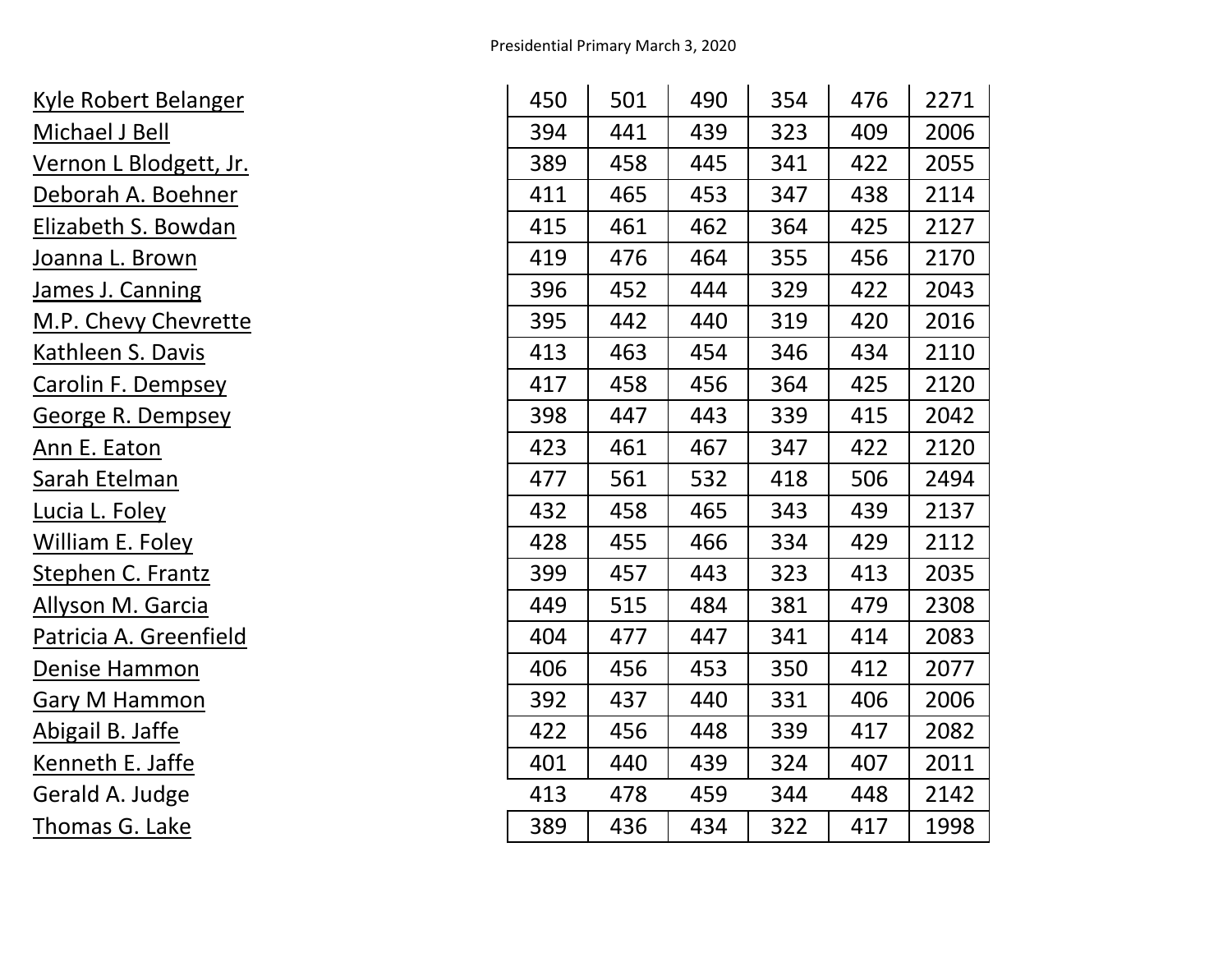Presidential Primary March 3, 2020

| | | | | | | |
|---|---|---|---|---|---|---|
| Kyle Robert Belanger | 450 | 501 | 490 | 354 | 476 | 2271 |
| Michael J Bell | 394 | 441 | 439 | 323 | 409 | 2006 |
| Vernon L Blodgett, Jr. | 389 | 458 | 445 | 341 | 422 | 2055 |
| Deborah A. Boehner | 411 | 465 | 453 | 347 | 438 | 2114 |
| Elizabeth S. Bowdan | 415 | 461 | 462 | 364 | 425 | 2127 |
| Joanna L. Brown | 419 | 476 | 464 | 355 | 456 | 2170 |
| James J. Canning | 396 | 452 | 444 | 329 | 422 | 2043 |
| M.P. Chevy Chevrette | 395 | 442 | 440 | 319 | 420 | 2016 |
| Kathleen S. Davis | 413 | 463 | 454 | 346 | 434 | 2110 |
| Carolin F. Dempsey | 417 | 458 | 456 | 364 | 425 | 2120 |
| George R. Dempsey | 398 | 447 | 443 | 339 | 415 | 2042 |
| Ann E. Eaton | 423 | 461 | 467 | 347 | 422 | 2120 |
| Sarah Etelman | 477 | 561 | 532 | 418 | 506 | 2494 |
| Lucia L. Foley | 432 | 458 | 465 | 343 | 439 | 2137 |
| William E. Foley | 428 | 455 | 466 | 334 | 429 | 2112 |
| Stephen C. Frantz | 399 | 457 | 443 | 323 | 413 | 2035 |
| Allyson M. Garcia | 449 | 515 | 484 | 381 | 479 | 2308 |
| Patricia A. Greenfield | 404 | 477 | 447 | 341 | 414 | 2083 |
| Denise Hammon | 406 | 456 | 453 | 350 | 412 | 2077 |
| Gary M Hammon | 392 | 437 | 440 | 331 | 406 | 2006 |
| Abigail B. Jaffe | 422 | 456 | 448 | 339 | 417 | 2082 |
| Kenneth E. Jaffe | 401 | 440 | 439 | 324 | 407 | 2011 |
| Gerald A. Judge | 413 | 478 | 459 | 344 | 448 | 2142 |
| Thomas G. Lake | 389 | 436 | 434 | 322 | 417 | 1998 |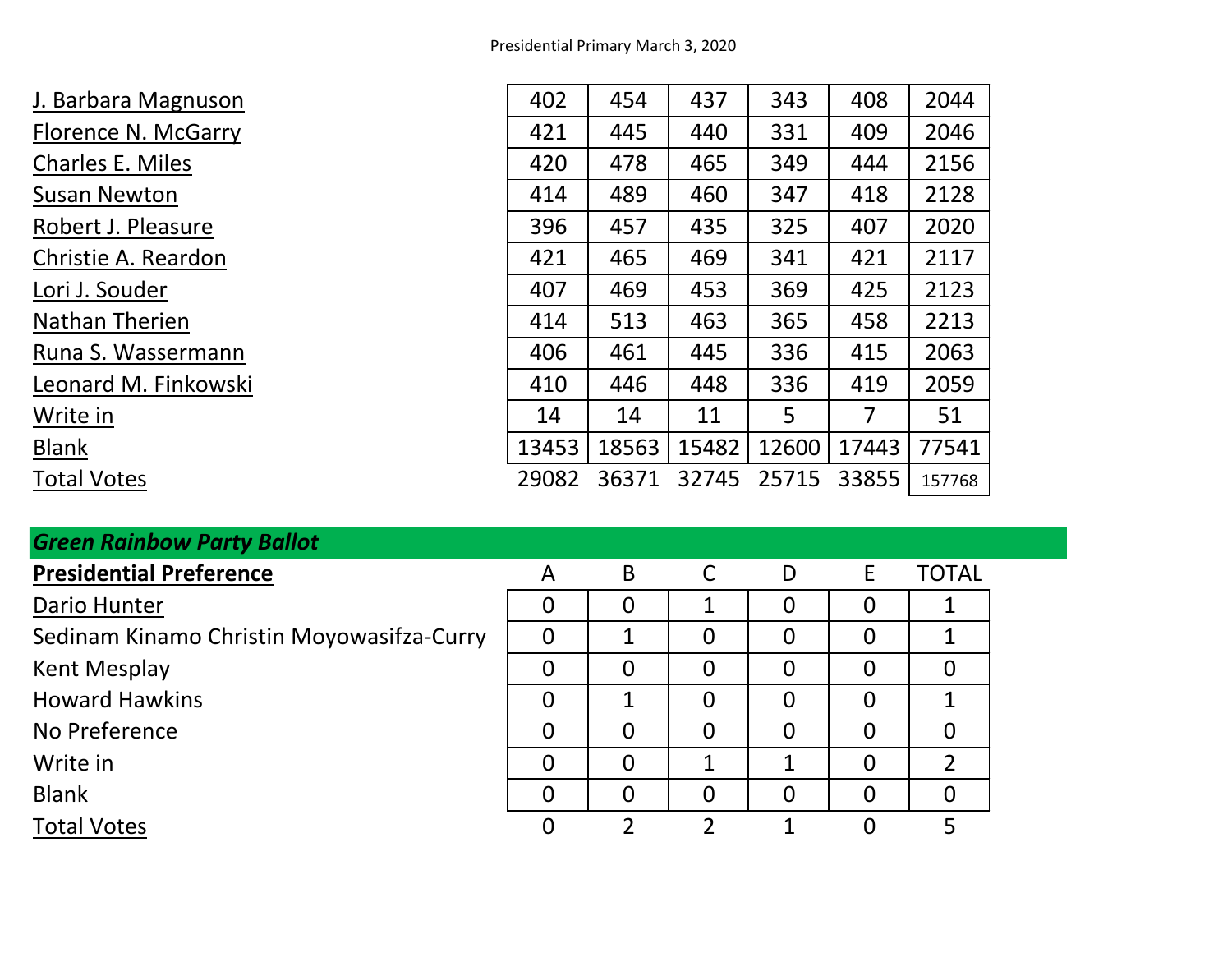Presidential Primary March 3, 2020

| | | | | | | |
|---|---|---|---|---|---|---|
| J. Barbara Magnuson | 402 | 454 | 437 | 343 | 408 | 2044 |
| Florence N. McGarry | 421 | 445 | 440 | 331 | 409 | 2046 |
| Charles E. Miles | 420 | 478 | 465 | 349 | 444 | 2156 |
| Susan Newton | 414 | 489 | 460 | 347 | 418 | 2128 |
| Robert J. Pleasure | 396 | 457 | 435 | 325 | 407 | 2020 |
| Christie A. Reardon | 421 | 465 | 469 | 341 | 421 | 2117 |
| Lori J. Souder | 407 | 469 | 453 | 369 | 425 | 2123 |
| Nathan Therien | 414 | 513 | 463 | 365 | 458 | 2213 |
| Runa S. Wassermann | 406 | 461 | 445 | 336 | 415 | 2063 |
| Leonard M. Finkowski | 410 | 446 | 448 | 336 | 419 | 2059 |
| Write in | 14 | 14 | 11 | 5 | 7 | 51 |
| Blank | 13453 | 18563 | 15482 | 12600 | 17443 | 77541 |
| Total Votes | 29082 | 36371 | 32745 | 25715 | 33855 | 157768 |

***Green Rainbow Party Ballot***

| **Presidential Preference** | A | B | C | D | E | TOTAL |
|---|---|---|---|---|---|---|
| Dario Hunter | 0 | 0 | 1 | 0 | 0 | 1 |
| Sedinam Kinamo Christin Moyowasifza-Curry | 0 | 1 | 0 | 0 | 0 | 1 |
| Kent Mesplay | 0 | 0 | 0 | 0 | 0 | 0 |
| Howard Hawkins | 0 | 1 | 0 | 0 | 0 | 1 |
| No Preference | 0 | 0 | 0 | 0 | 0 | 0 |
| Write in | 0 | 0 | 1 | 1 | 0 | 2 |
| Blank | 0 | 0 | 0 | 0 | 0 | 0 |
| Total Votes | 0 | 2 | 2 | 1 | 0 | 5 |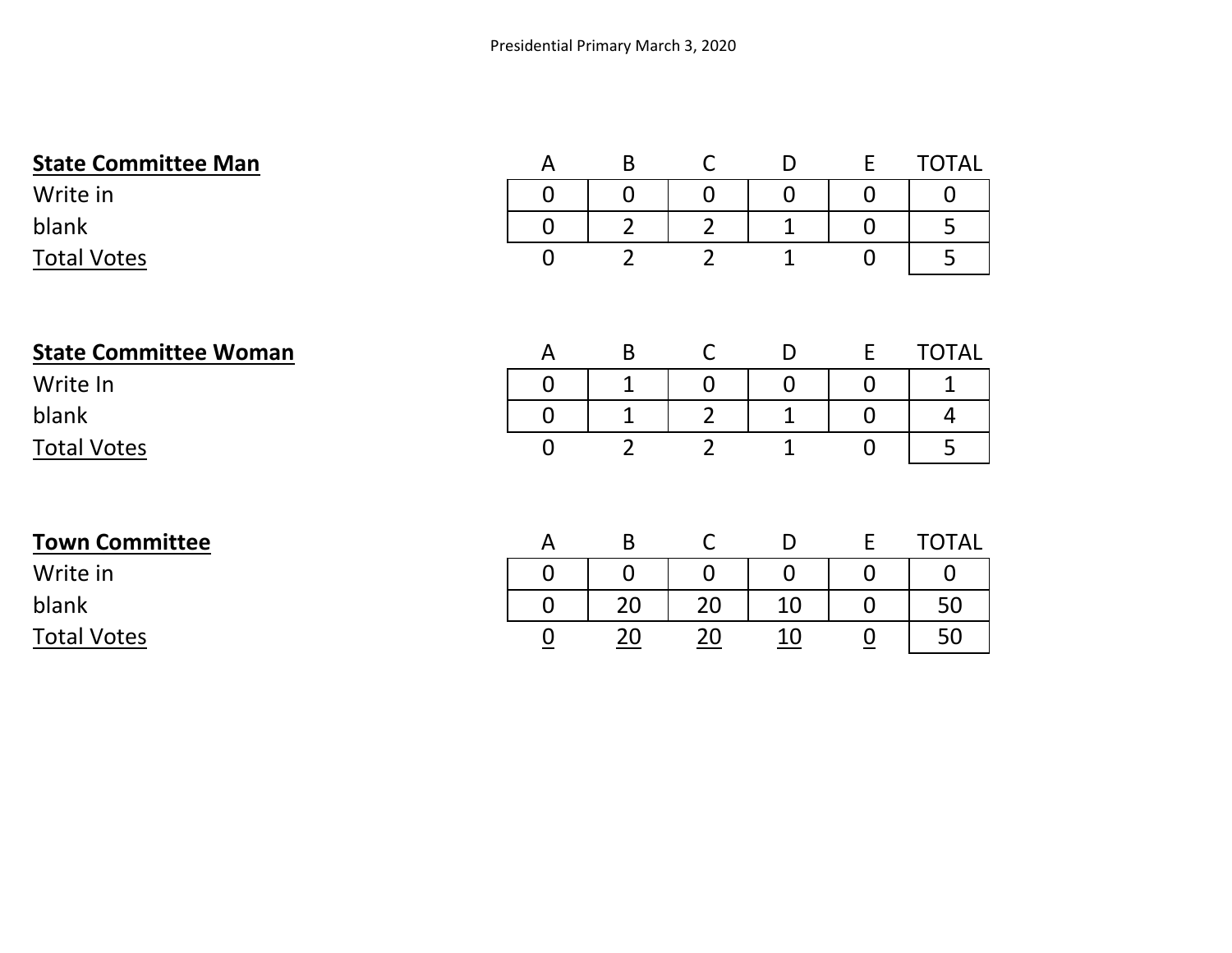Presidential Primary March 3, 2020

| **State Committee Man** | A | B | C | D | E | TOTAL |
| --- | --- | --- | --- | --- | --- | --- |
| Write in | 0 | 0 | 0 | 0 | 0 | 0 |
| blank | 0 | 2 | 2 | 1 | 0 | 5 |
| Total Votes | 0 | 2 | 2 | 1 | 0 | 5 |

| **State Committee Woman** | A | B | C | D | E | TOTAL |
| --- | --- | --- | --- | --- | --- | --- |
| Write In | 0 | 1 | 0 | 0 | 0 | 1 |
| blank | 0 | 1 | 2 | 1 | 0 | 4 |
| Total Votes | 0 | 2 | 2 | 1 | 0 | 5 |

| **Town Committee** | A | B | C | D | E | TOTAL |
| --- | --- | --- | --- | --- | --- | --- |
| Write in | 0 | 0 | 0 | 0 | 0 | 0 |
| blank | 0 | 20 | 20 | 10 | 0 | 50 |
| Total Votes | 0 | 20 | 20 | 10 | 0 | 50 |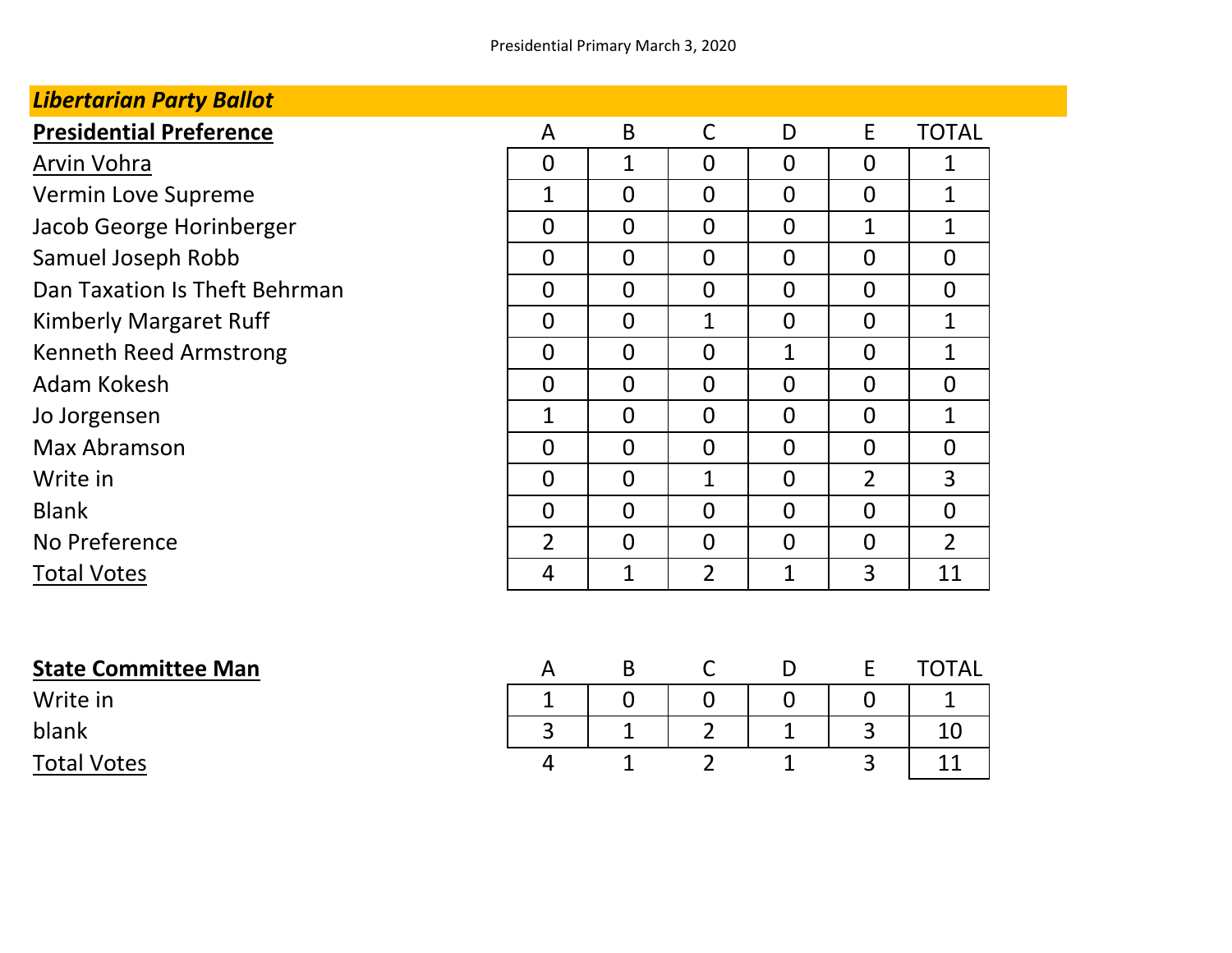Presidential Primary March 3, 2020

## *Libertarian Party Ballot*

| **Presidential Preference** | A | B | C | D | E | TOTAL |
|---|---|---|---|---|---|---|
| Arvin Vohra | 0 | 1 | 0 | 0 | 0 | 1 |
| Vermin Love Supreme | 1 | 0 | 0 | 0 | 0 | 1 |
| Jacob George Horinberger | 0 | 0 | 0 | 0 | 1 | 1 |
| Samuel Joseph Robb | 0 | 0 | 0 | 0 | 0 | 0 |
| Dan Taxation Is Theft Behrman | 0 | 0 | 0 | 0 | 0 | 0 |
| Kimberly Margaret Ruff | 0 | 0 | 1 | 0 | 0 | 1 |
| Kenneth Reed Armstrong | 0 | 0 | 0 | 1 | 0 | 1 |
| Adam Kokesh | 0 | 0 | 0 | 0 | 0 | 0 |
| Jo Jorgensen | 1 | 0 | 0 | 0 | 0 | 1 |
| Max Abramson | 0 | 0 | 0 | 0 | 0 | 0 |
| Write in | 0 | 0 | 1 | 0 | 2 | 3 |
| Blank | 0 | 0 | 0 | 0 | 0 | 0 |
| No Preference | 2 | 0 | 0 | 0 | 0 | 2 |
| Total Votes | 4 | 1 | 2 | 1 | 3 | 11 |

| **State Committee Man** | A | B | C | D | E | TOTAL |
|---|---|---|---|---|---|---|
| Write in | 1 | 0 | 0 | 0 | 0 | 1 |
| blank | 3 | 1 | 2 | 1 | 3 | 10 |
| Total Votes | 4 | 1 | 2 | 1 | 3 | 11 |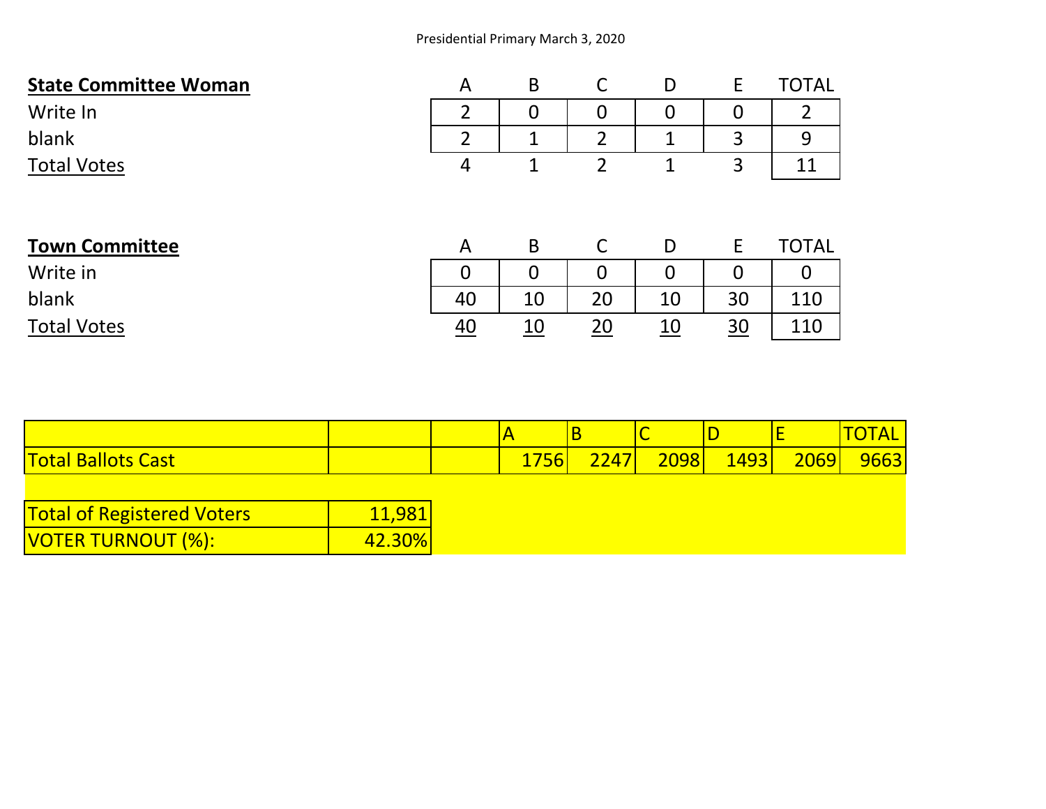Presidential Primary March 3, 2020

| **State Committee Woman** | A | B | C | D | E | TOTAL |
|---|---|---|---|---|---|---|
| Write In | 2 | 0 | 0 | 0 | 0 | 2 |
| blank | 2 | 1 | 2 | 1 | 3 | 9 |
| Total Votes | 4 | 1 | 2 | 1 | 3 | 11 |

| **Town Committee** | A | B | C | D | E | TOTAL |
|---|---|---|---|---|---|---|
| Write in | 0 | 0 | 0 | 0 | 0 | 0 |
| blank | 40 | 10 | 20 | 10 | 30 | 110 |
| Total Votes | 40 | 10 | 20 | 10 | 30 | 110 |

| | | | A | B | C | D | E | TOTAL |
|---|---|---|---|---|---|---|---|---|
| Total Ballots Cast | | | 1756 | 2247 | 2098 | 1493 | 2069 | 9663 |

| | |
|---|---|
| Total of Registered Voters | 11,981 |
| VOTER TURNOUT (%): | 42.30% |